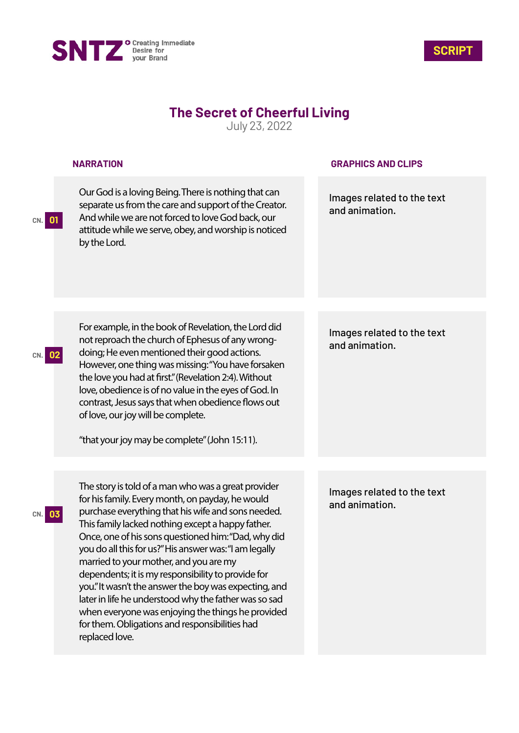SNTZ Creating Immediate Desire for your Brand

SCRIPT

# The Secret of Cheerful Living

July 23, 2022

| | NARRATION | GRAPHICS AND CLIPS |
|---|---|---|
| CN. 01 | Our God is a loving Being. There is nothing that can separate us from the care and support of the Creator. And while we are not forced to love God back, our attitude while we serve, obey, and worship is noticed by the Lord. | Images related to the text and animation. |
| CN. 02 | For example, in the book of Revelation, the Lord did not reproach the church of Ephesus of any wrong-doing; He even mentioned their good actions. However, one thing was missing: "You have forsaken the love you had at first." (Revelation 2:4). Without love, obedience is of no value in the eyes of God. In contrast, Jesus says that when obedience flows out of love, our joy will be complete.<br><br>"that your joy may be complete" (John 15:11). | Images related to the text and animation. |
| CN. 03 | The story is told of a man who was a great provider for his family. Every month, on payday, he would purchase everything that his wife and sons needed. This family lacked nothing except a happy father. Once, one of his sons questioned him: "Dad, why did you do all this for us?" His answer was: "I am legally married to your mother, and you are my dependents; it is my responsibility to provide for you." It wasn't the answer the boy was expecting, and later in life he understood why the father was so sad when everyone was enjoying the things he provided for them. Obligations and responsibilities had replaced love. | Images related to the text and animation. |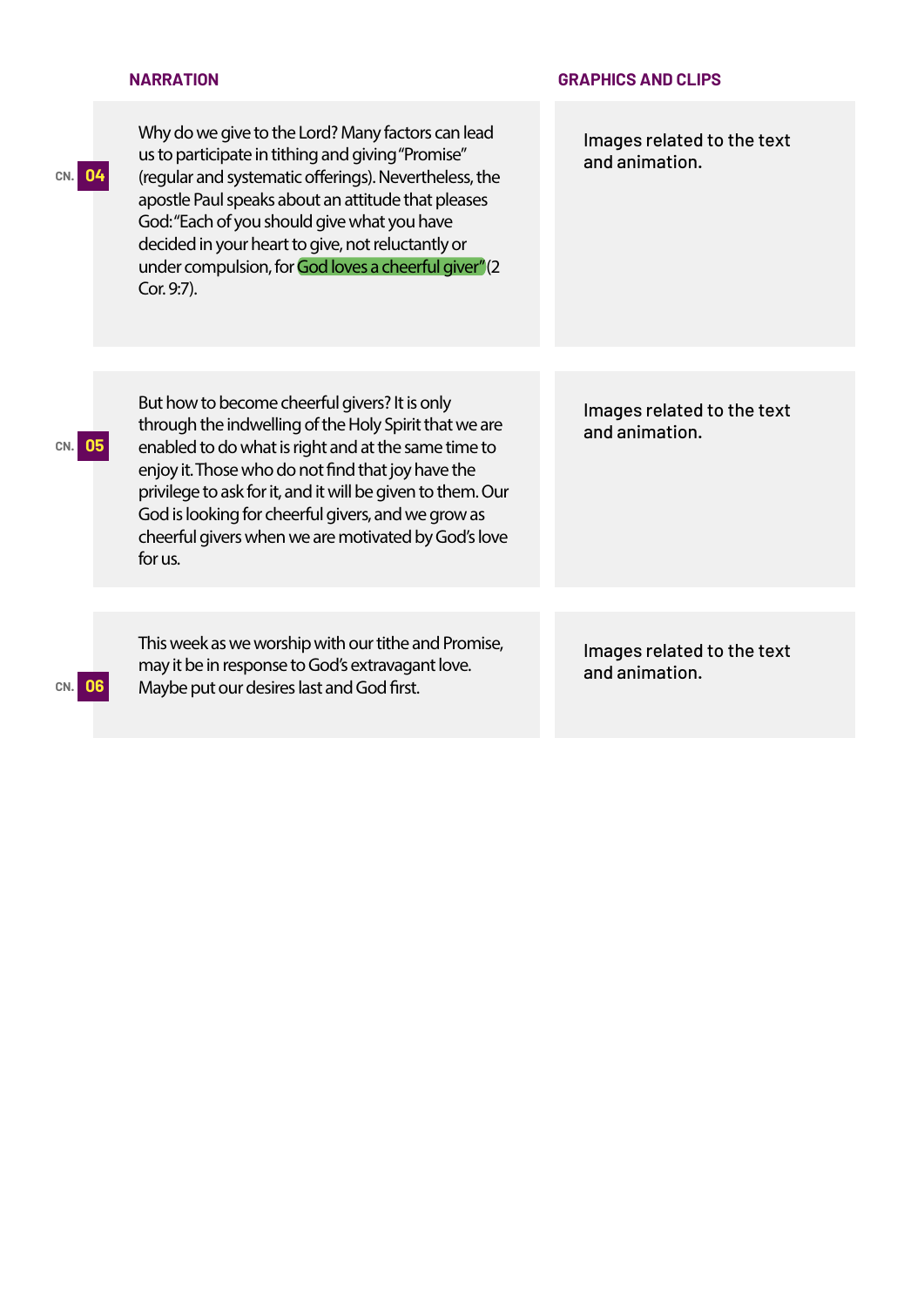| CN. | NARRATION | GRAPHICS AND CLIPS |
| --- | --- | --- |
| 04 | Why do we give to the Lord? Many factors can lead us to participate in tithing and giving "Promise" (regular and systematic offerings). Nevertheless, the apostle Paul speaks about an attitude that pleases God: "Each of you should give what you have decided in your heart to give, not reluctantly or under compulsion, for God loves a cheerful giver" (2 Cor. 9:7). | Images related to the text and animation. |
| 05 | But how to become cheerful givers? It is only through the indwelling of the Holy Spirit that we are enabled to do what is right and at the same time to enjoy it. Those who do not find that joy have the privilege to ask for it, and it will be given to them. Our God is looking for cheerful givers, and we grow as cheerful givers when we are motivated by God's love for us. | Images related to the text and animation. |
| 06 | This week as we worship with our tithe and Promise, may it be in response to God's extravagant love. Maybe put our desires last and God first. | Images related to the text and animation. |